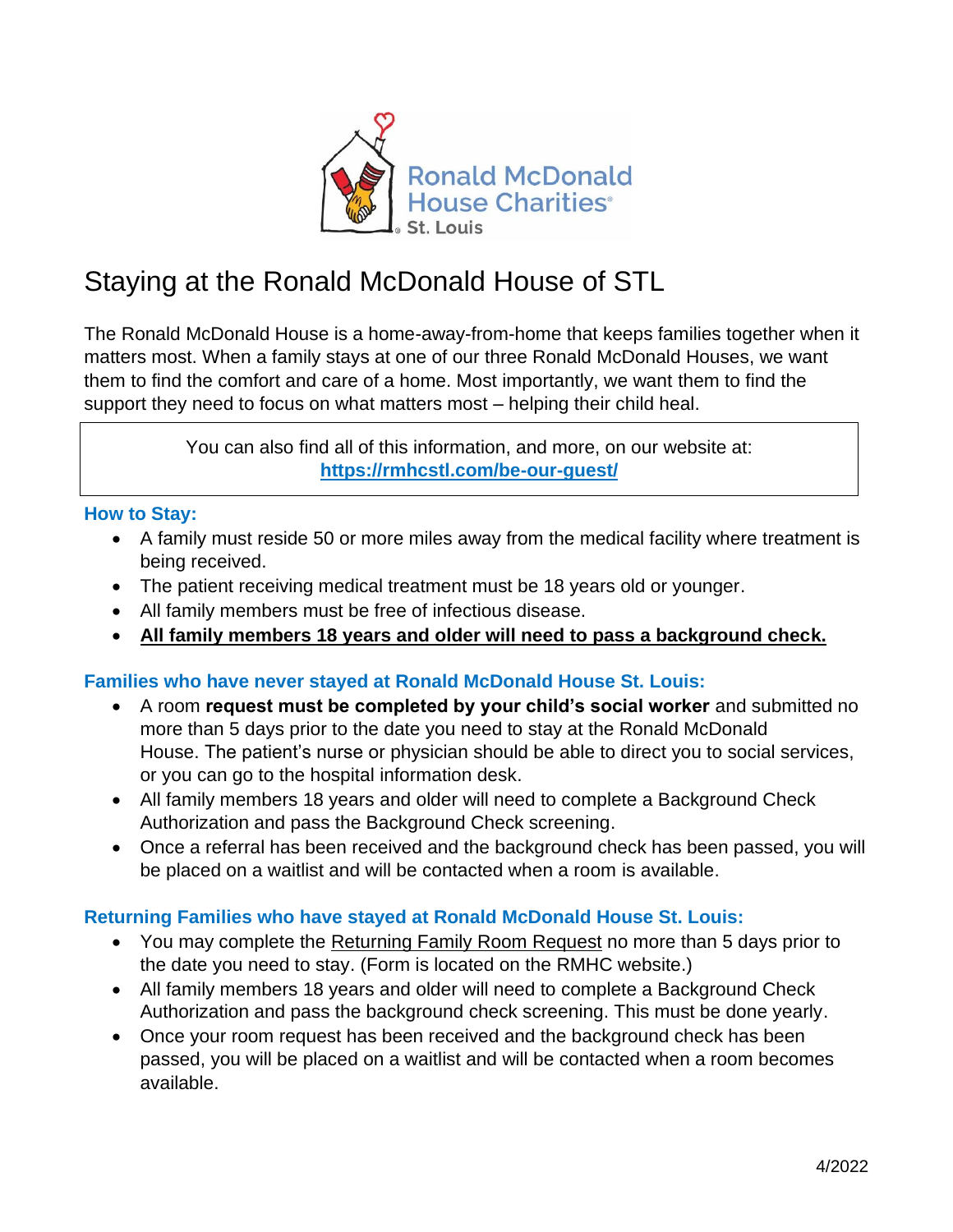Ronald McDonald House Charities® St. Louis

# Staying at the Ronald McDonald House of STL

The Ronald McDonald House is a home-away-from-home that keeps families together when it matters most. When a family stays at one of our three Ronald McDonald Houses, we want them to find the comfort and care of a home. Most importantly, we want them to find the support they need to focus on what matters most – helping their child heal.

> You can also find all of this information, and more, on our website at: **https://rmhcstl.com/be-our-guest/**

## How to Stay:

- A family must reside 50 or more miles away from the medical facility where treatment is being received.
- The patient receiving medical treatment must be 18 years old or younger.
- All family members must be free of infectious disease.
- **All family members 18 years and older will need to pass a background check.**

## Families who have never stayed at Ronald McDonald House St. Louis:

- A room **request must be completed by your child's social worker** and submitted no more than 5 days prior to the date you need to stay at the Ronald McDonald House. The patient's nurse or physician should be able to direct you to social services, or you can go to the hospital information desk.
- All family members 18 years and older will need to complete a Background Check Authorization and pass the Background Check screening.
- Once a referral has been received and the background check has been passed, you will be placed on a waitlist and will be contacted when a room is available.

## Returning Families who have stayed at Ronald McDonald House St. Louis:

- You may complete the Returning Family Room Request no more than 5 days prior to the date you need to stay. (Form is located on the RMHC website.)
- All family members 18 years and older will need to complete a Background Check Authorization and pass the background check screening. This must be done yearly.
- Once your room request has been received and the background check has been passed, you will be placed on a waitlist and will be contacted when a room becomes available.

4/2022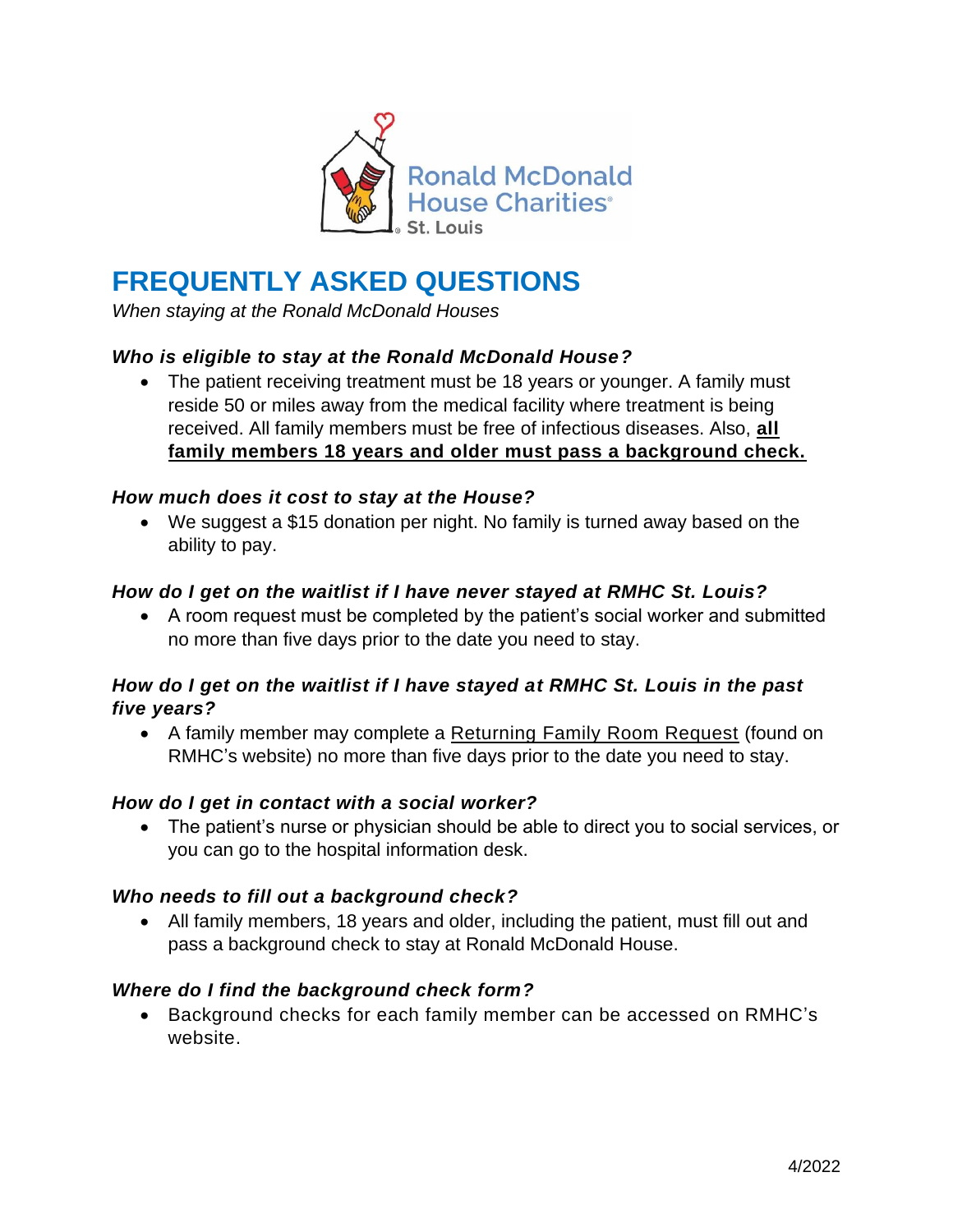Ronald McDonald House Charities® St. Louis

# FREQUENTLY ASKED QUESTIONS

*When staying at the Ronald McDonald Houses*

### *Who is eligible to stay at the Ronald McDonald House?*

- The patient receiving treatment must be 18 years or younger. A family must reside 50 or miles away from the medical facility where treatment is being received. All family members must be free of infectious diseases. Also, **all family members 18 years and older must pass a background check.**

### *How much does it cost to stay at the House?*

- We suggest a $15 donation per night. No family is turned away based on the ability to pay.

### *How do I get on the waitlist if I have never stayed at RMHC St. Louis?*

- A room request must be completed by the patient's social worker and submitted no more than five days prior to the date you need to stay.

### *How do I get on the waitlist if I have stayed at RMHC St. Louis in the past five years?*

- A family member may complete a Returning Family Room Request (found on RMHC's website) no more than five days prior to the date you need to stay.

### *How do I get in contact with a social worker?*

- The patient's nurse or physician should be able to direct you to social services, or you can go to the hospital information desk.

### *Who needs to fill out a background check?*

- All family members, 18 years and older, including the patient, must fill out and pass a background check to stay at Ronald McDonald House.

### *Where do I find the background check form?*

- Background checks for each family member can be accessed on RMHC's website.

4/2022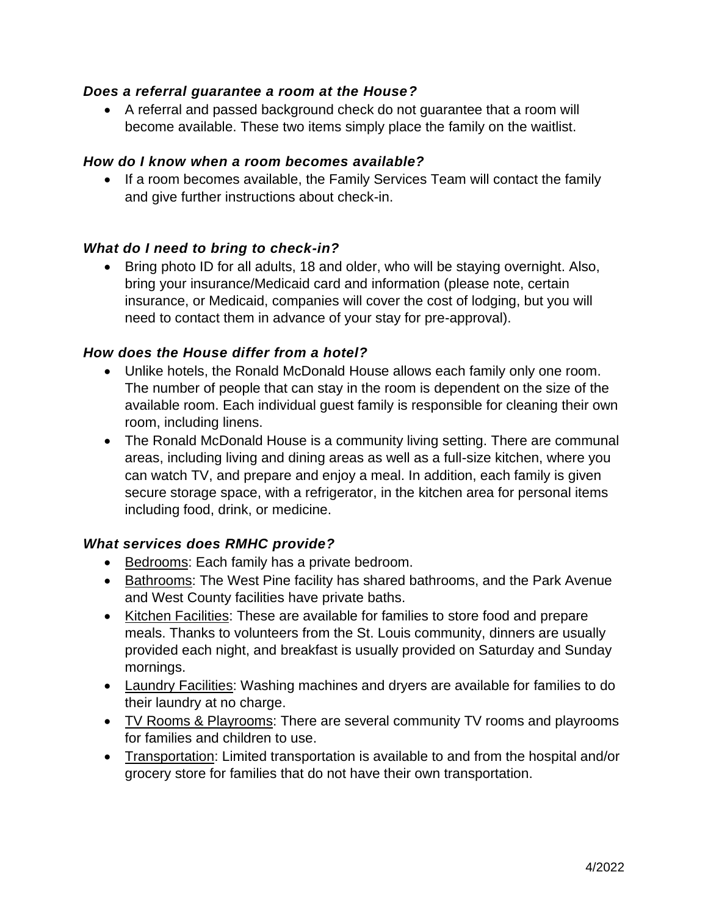***Does a referral guarantee a room at the House?***

- A referral and passed background check do not guarantee that a room will become available. These two items simply place the family on the waitlist.

***How do I know when a room becomes available?***

- If a room becomes available, the Family Services Team will contact the family and give further instructions about check-in.

***What do I need to bring to check-in?***

- Bring photo ID for all adults, 18 and older, who will be staying overnight. Also, bring your insurance/Medicaid card and information (please note, certain insurance, or Medicaid, companies will cover the cost of lodging, but you will need to contact them in advance of your stay for pre-approval).

***How does the House differ from a hotel?***

- Unlike hotels, the Ronald McDonald House allows each family only one room. The number of people that can stay in the room is dependent on the size of the available room. Each individual guest family is responsible for cleaning their own room, including linens.
- The Ronald McDonald House is a community living setting. There are communal areas, including living and dining areas as well as a full-size kitchen, where you can watch TV, and prepare and enjoy a meal. In addition, each family is given secure storage space, with a refrigerator, in the kitchen area for personal items including food, drink, or medicine.

***What services does RMHC provide?***

- <u>Bedrooms</u>: Each family has a private bedroom.
- <u>Bathrooms</u>: The West Pine facility has shared bathrooms, and the Park Avenue and West County facilities have private baths.
- <u>Kitchen Facilities</u>: These are available for families to store food and prepare meals. Thanks to volunteers from the St. Louis community, dinners are usually provided each night, and breakfast is usually provided on Saturday and Sunday mornings.
- <u>Laundry Facilities</u>: Washing machines and dryers are available for families to do their laundry at no charge.
- <u>TV Rooms & Playrooms</u>: There are several community TV rooms and playrooms for families and children to use.
- <u>Transportation</u>: Limited transportation is available to and from the hospital and/or grocery store for families that do not have their own transportation.